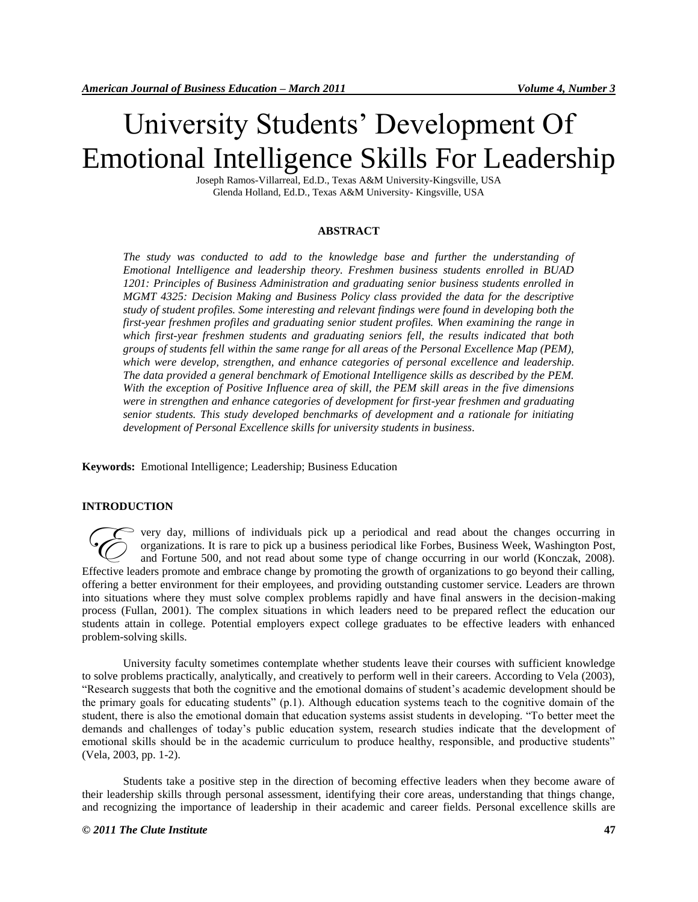# University Students' Development Of Emotional Intelligence Skills For Leadership

Joseph Ramos-Villarreal, Ed.D., Texas A&M University-Kingsville, USA
Glenda Holland, Ed.D., Texas A&M University- Kingsville, USA

## ABSTRACT

*The study was conducted to add to the knowledge base and further the understanding of Emotional Intelligence and leadership theory. Freshmen business students enrolled in BUAD 1201: Principles of Business Administration and graduating senior business students enrolled in MGMT 4325: Decision Making and Business Policy class provided the data for the descriptive study of student profiles. Some interesting and relevant findings were found in developing both the first-year freshmen profiles and graduating senior student profiles. When examining the range in which first-year freshmen students and graduating seniors fell, the results indicated that both groups of students fell within the same range for all areas of the Personal Excellence Map (PEM), which were develop, strengthen, and enhance categories of personal excellence and leadership. The data provided a general benchmark of Emotional Intelligence skills as described by the PEM. With the exception of Positive Influence area of skill, the PEM skill areas in the five dimensions were in strengthen and enhance categories of development for first-year freshmen and graduating senior students. This study developed benchmarks of development and a rationale for initiating development of Personal Excellence skills for university students in business.*

**Keywords:** Emotional Intelligence; Leadership; Business Education

## INTRODUCTION

Every day, millions of individuals pick up a periodical and read about the changes occurring in organizations. It is rare to pick up a business periodical like Forbes, Business Week, Washington Post, and Fortune 500, and not read about some type of change occurring in our world (Konczak, 2008). Effective leaders promote and embrace change by promoting the growth of organizations to go beyond their calling, offering a better environment for their employees, and providing outstanding customer service. Leaders are thrown into situations where they must solve complex problems rapidly and have final answers in the decision-making process (Fullan, 2001). The complex situations in which leaders need to be prepared reflect the education our students attain in college. Potential employers expect college graduates to be effective leaders with enhanced problem-solving skills.

University faculty sometimes contemplate whether students leave their courses with sufficient knowledge to solve problems practically, analytically, and creatively to perform well in their careers. According to Vela (2003), "Research suggests that both the cognitive and the emotional domains of student's academic development should be the primary goals for educating students" (p.1). Although education systems teach to the cognitive domain of the student, there is also the emotional domain that education systems assist students in developing. "To better meet the demands and challenges of today's public education system, research studies indicate that the development of emotional skills should be in the academic curriculum to produce healthy, responsible, and productive students" (Vela, 2003, pp. 1-2).

Students take a positive step in the direction of becoming effective leaders when they become aware of their leadership skills through personal assessment, identifying their core areas, understanding that things change, and recognizing the importance of leadership in their academic and career fields. Personal excellence skills are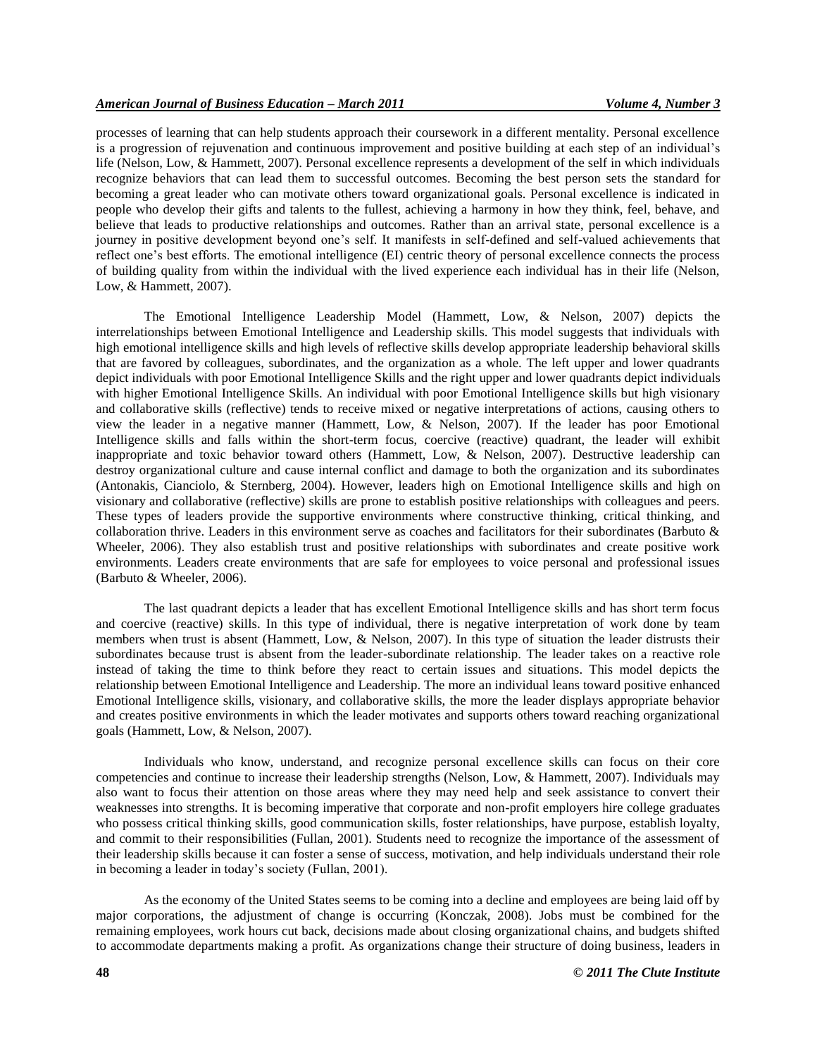processes of learning that can help students approach their coursework in a different mentality. Personal excellence is a progression of rejuvenation and continuous improvement and positive building at each step of an individual's life (Nelson, Low, & Hammett, 2007). Personal excellence represents a development of the self in which individuals recognize behaviors that can lead them to successful outcomes. Becoming the best person sets the standard for becoming a great leader who can motivate others toward organizational goals. Personal excellence is indicated in people who develop their gifts and talents to the fullest, achieving a harmony in how they think, feel, behave, and believe that leads to productive relationships and outcomes. Rather than an arrival state, personal excellence is a journey in positive development beyond one's self. It manifests in self-defined and self-valued achievements that reflect one's best efforts. The emotional intelligence (EI) centric theory of personal excellence connects the process of building quality from within the individual with the lived experience each individual has in their life (Nelson, Low, & Hammett, 2007).

The Emotional Intelligence Leadership Model (Hammett, Low, & Nelson, 2007) depicts the interrelationships between Emotional Intelligence and Leadership skills. This model suggests that individuals with high emotional intelligence skills and high levels of reflective skills develop appropriate leadership behavioral skills that are favored by colleagues, subordinates, and the organization as a whole. The left upper and lower quadrants depict individuals with poor Emotional Intelligence Skills and the right upper and lower quadrants depict individuals with higher Emotional Intelligence Skills. An individual with poor Emotional Intelligence skills but high visionary and collaborative skills (reflective) tends to receive mixed or negative interpretations of actions, causing others to view the leader in a negative manner (Hammett, Low, & Nelson, 2007). If the leader has poor Emotional Intelligence skills and falls within the short-term focus, coercive (reactive) quadrant, the leader will exhibit inappropriate and toxic behavior toward others (Hammett, Low, & Nelson, 2007). Destructive leadership can destroy organizational culture and cause internal conflict and damage to both the organization and its subordinates (Antonakis, Cianciolo, & Sternberg, 2004). However, leaders high on Emotional Intelligence skills and high on visionary and collaborative (reflective) skills are prone to establish positive relationships with colleagues and peers. These types of leaders provide the supportive environments where constructive thinking, critical thinking, and collaboration thrive. Leaders in this environment serve as coaches and facilitators for their subordinates (Barbuto & Wheeler, 2006). They also establish trust and positive relationships with subordinates and create positive work environments. Leaders create environments that are safe for employees to voice personal and professional issues (Barbuto & Wheeler, 2006).

The last quadrant depicts a leader that has excellent Emotional Intelligence skills and has short term focus and coercive (reactive) skills. In this type of individual, there is negative interpretation of work done by team members when trust is absent (Hammett, Low, & Nelson, 2007). In this type of situation the leader distrusts their subordinates because trust is absent from the leader-subordinate relationship. The leader takes on a reactive role instead of taking the time to think before they react to certain issues and situations. This model depicts the relationship between Emotional Intelligence and Leadership. The more an individual leans toward positive enhanced Emotional Intelligence skills, visionary, and collaborative skills, the more the leader displays appropriate behavior and creates positive environments in which the leader motivates and supports others toward reaching organizational goals (Hammett, Low, & Nelson, 2007).

Individuals who know, understand, and recognize personal excellence skills can focus on their core competencies and continue to increase their leadership strengths (Nelson, Low, & Hammett, 2007). Individuals may also want to focus their attention on those areas where they may need help and seek assistance to convert their weaknesses into strengths. It is becoming imperative that corporate and non-profit employers hire college graduates who possess critical thinking skills, good communication skills, foster relationships, have purpose, establish loyalty, and commit to their responsibilities (Fullan, 2001). Students need to recognize the importance of the assessment of their leadership skills because it can foster a sense of success, motivation, and help individuals understand their role in becoming a leader in today's society (Fullan, 2001).

As the economy of the United States seems to be coming into a decline and employees are being laid off by major corporations, the adjustment of change is occurring (Konczak, 2008). Jobs must be combined for the remaining employees, work hours cut back, decisions made about closing organizational chains, and budgets shifted to accommodate departments making a profit. As organizations change their structure of doing business, leaders in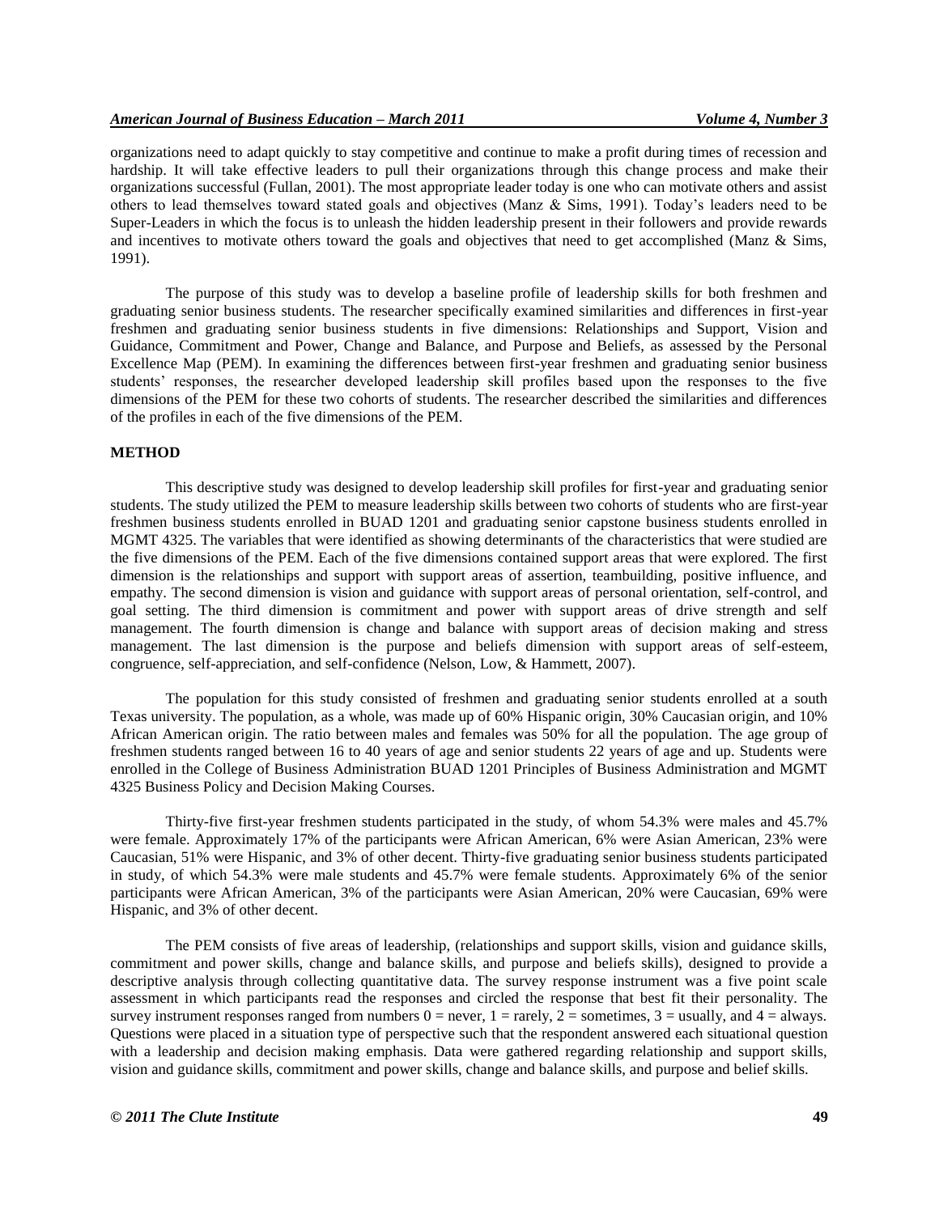organizations need to adapt quickly to stay competitive and continue to make a profit during times of recession and hardship. It will take effective leaders to pull their organizations through this change process and make their organizations successful (Fullan, 2001). The most appropriate leader today is one who can motivate others and assist others to lead themselves toward stated goals and objectives (Manz & Sims, 1991). Today's leaders need to be Super-Leaders in which the focus is to unleash the hidden leadership present in their followers and provide rewards and incentives to motivate others toward the goals and objectives that need to get accomplished (Manz & Sims, 1991).

The purpose of this study was to develop a baseline profile of leadership skills for both freshmen and graduating senior business students. The researcher specifically examined similarities and differences in first-year freshmen and graduating senior business students in five dimensions: Relationships and Support, Vision and Guidance, Commitment and Power, Change and Balance, and Purpose and Beliefs, as assessed by the Personal Excellence Map (PEM). In examining the differences between first-year freshmen and graduating senior business students' responses, the researcher developed leadership skill profiles based upon the responses to the five dimensions of the PEM for these two cohorts of students. The researcher described the similarities and differences of the profiles in each of the five dimensions of the PEM.

## METHOD

This descriptive study was designed to develop leadership skill profiles for first-year and graduating senior students. The study utilized the PEM to measure leadership skills between two cohorts of students who are first-year freshmen business students enrolled in BUAD 1201 and graduating senior capstone business students enrolled in MGMT 4325. The variables that were identified as showing determinants of the characteristics that were studied are the five dimensions of the PEM. Each of the five dimensions contained support areas that were explored. The first dimension is the relationships and support with support areas of assertion, teambuilding, positive influence, and empathy. The second dimension is vision and guidance with support areas of personal orientation, self-control, and goal setting. The third dimension is commitment and power with support areas of drive strength and self management. The fourth dimension is change and balance with support areas of decision making and stress management. The last dimension is the purpose and beliefs dimension with support areas of self-esteem, congruence, self-appreciation, and self-confidence (Nelson, Low, & Hammett, 2007).

The population for this study consisted of freshmen and graduating senior students enrolled at a south Texas university. The population, as a whole, was made up of 60% Hispanic origin, 30% Caucasian origin, and 10% African American origin. The ratio between males and females was 50% for all the population. The age group of freshmen students ranged between 16 to 40 years of age and senior students 22 years of age and up. Students were enrolled in the College of Business Administration BUAD 1201 Principles of Business Administration and MGMT 4325 Business Policy and Decision Making Courses.

Thirty-five first-year freshmen students participated in the study, of whom 54.3% were males and 45.7% were female. Approximately 17% of the participants were African American, 6% were Asian American, 23% were Caucasian, 51% were Hispanic, and 3% of other decent. Thirty-five graduating senior business students participated in study, of which 54.3% were male students and 45.7% were female students. Approximately 6% of the senior participants were African American, 3% of the participants were Asian American, 20% were Caucasian, 69% were Hispanic, and 3% of other decent.

The PEM consists of five areas of leadership, (relationships and support skills, vision and guidance skills, commitment and power skills, change and balance skills, and purpose and beliefs skills), designed to provide a descriptive analysis through collecting quantitative data. The survey response instrument was a five point scale assessment in which participants read the responses and circled the response that best fit their personality. The survey instrument responses ranged from numbers 0 = never, 1 = rarely, 2 = sometimes, 3 = usually, and 4 = always. Questions were placed in a situation type of perspective such that the respondent answered each situational question with a leadership and decision making emphasis. Data were gathered regarding relationship and support skills, vision and guidance skills, commitment and power skills, change and balance skills, and purpose and belief skills.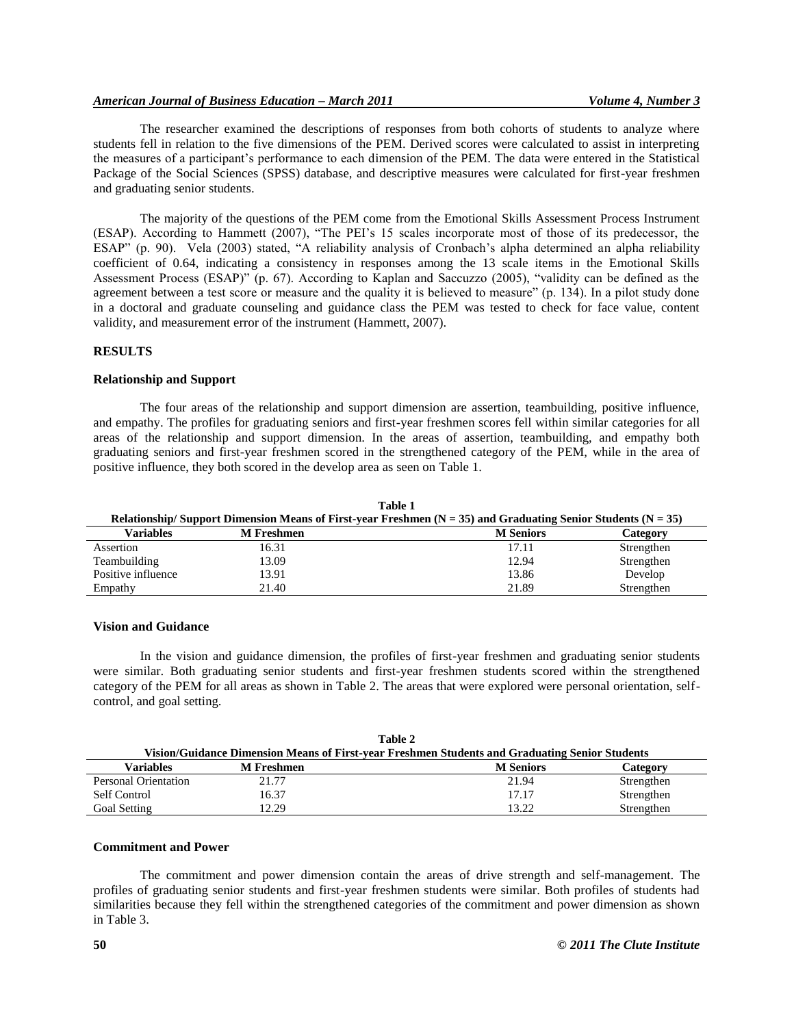The researcher examined the descriptions of responses from both cohorts of students to analyze where students fell in relation to the five dimensions of the PEM. Derived scores were calculated to assist in interpreting the measures of a participant's performance to each dimension of the PEM. The data were entered in the Statistical Package of the Social Sciences (SPSS) database, and descriptive measures were calculated for first-year freshmen and graduating senior students.

The majority of the questions of the PEM come from the Emotional Skills Assessment Process Instrument (ESAP). According to Hammett (2007), "The PEI's 15 scales incorporate most of those of its predecessor, the ESAP" (p. 90). Vela (2003) stated, "A reliability analysis of Cronbach's alpha determined an alpha reliability coefficient of 0.64, indicating a consistency in responses among the 13 scale items in the Emotional Skills Assessment Process (ESAP)" (p. 67). According to Kaplan and Saccuzzo (2005), "validity can be defined as the agreement between a test score or measure and the quality it is believed to measure" (p. 134). In a pilot study done in a doctoral and graduate counseling and guidance class the PEM was tested to check for face value, content validity, and measurement error of the instrument (Hammett, 2007).

## RESULTS

### Relationship and Support

The four areas of the relationship and support dimension are assertion, teambuilding, positive influence, and empathy. The profiles for graduating seniors and first-year freshmen scores fell within similar categories for all areas of the relationship and support dimension. In the areas of assertion, teambuilding, and empathy both graduating seniors and first-year freshmen scored in the strengthened category of the PEM, while in the area of positive influence, they both scored in the develop area as seen on Table 1.

**Table 1**
**Relationship/ Support Dimension Means of First-year Freshmen (N = 35) and Graduating Senior Students (N = 35)**

| Variables | M Freshmen | M Seniors | Category |
|---|---|---|---|
| Assertion | 16.31 | 17.11 | Strengthen |
| Teambuilding | 13.09 | 12.94 | Strengthen |
| Positive influence | 13.91 | 13.86 | Develop |
| Empathy | 21.40 | 21.89 | Strengthen |

### Vision and Guidance

In the vision and guidance dimension, the profiles of first-year freshmen and graduating senior students were similar. Both graduating senior students and first-year freshmen students scored within the strengthened category of the PEM for all areas as shown in Table 2. The areas that were explored were personal orientation, self-control, and goal setting.

**Table 2**
**Vision/Guidance Dimension Means of First-year Freshmen Students and Graduating Senior Students**

| Variables | M Freshmen | M Seniors | Category |
|---|---|---|---|
| Personal Orientation | 21.77 | 21.94 | Strengthen |
| Self Control | 16.37 | 17.17 | Strengthen |
| Goal Setting | 12.29 | 13.22 | Strengthen |

### Commitment and Power

The commitment and power dimension contain the areas of drive strength and self-management. The profiles of graduating senior students and first-year freshmen students were similar. Both profiles of students had similarities because they fell within the strengthened categories of the commitment and power dimension as shown in Table 3.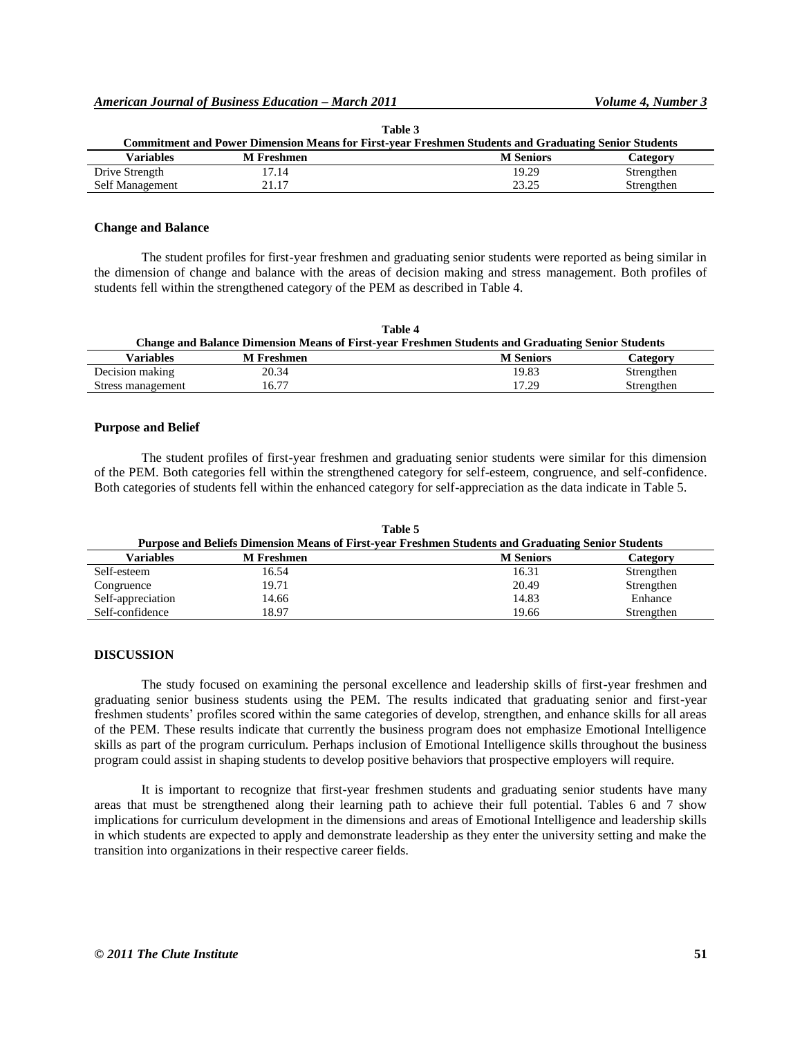**Table 3**
**Commitment and Power Dimension Means for First-year Freshmen Students and Graduating Senior Students**

| Variables | M Freshmen | M Seniors | Category |
|---|---|---|---|
| Drive Strength | 17.14 | 19.29 | Strengthen |
| Self Management | 21.17 | 23.25 | Strengthen |

### Change and Balance

The student profiles for first-year freshmen and graduating senior students were reported as being similar in the dimension of change and balance with the areas of decision making and stress management. Both profiles of students fell within the strengthened category of the PEM as described in Table 4.

**Table 4**
**Change and Balance Dimension Means of First-year Freshmen Students and Graduating Senior Students**

| Variables | M Freshmen | M Seniors | Category |
|---|---|---|---|
| Decision making | 20.34 | 19.83 | Strengthen |
| Stress management | 16.77 | 17.29 | Strengthen |

### Purpose and Belief

The student profiles of first-year freshmen and graduating senior students were similar for this dimension of the PEM. Both categories fell within the strengthened category for self-esteem, congruence, and self-confidence. Both categories of students fell within the enhanced category for self-appreciation as the data indicate in Table 5.

**Table 5**
**Purpose and Beliefs Dimension Means of First-year Freshmen Students and Graduating Senior Students**

| Variables | M Freshmen | M Seniors | Category |
|---|---|---|---|
| Self-esteem | 16.54 | 16.31 | Strengthen |
| Congruence | 19.71 | 20.49 | Strengthen |
| Self-appreciation | 14.66 | 14.83 | Enhance |
| Self-confidence | 18.97 | 19.66 | Strengthen |

## DISCUSSION

The study focused on examining the personal excellence and leadership skills of first-year freshmen and graduating senior business students using the PEM. The results indicated that graduating senior and first-year freshmen students' profiles scored within the same categories of develop, strengthen, and enhance skills for all areas of the PEM. These results indicate that currently the business program does not emphasize Emotional Intelligence skills as part of the program curriculum. Perhaps inclusion of Emotional Intelligence skills throughout the business program could assist in shaping students to develop positive behaviors that prospective employers will require.

It is important to recognize that first-year freshmen students and graduating senior students have many areas that must be strengthened along their learning path to achieve their full potential. Tables 6 and 7 show implications for curriculum development in the dimensions and areas of Emotional Intelligence and leadership skills in which students are expected to apply and demonstrate leadership as they enter the university setting and make the transition into organizations in their respective career fields.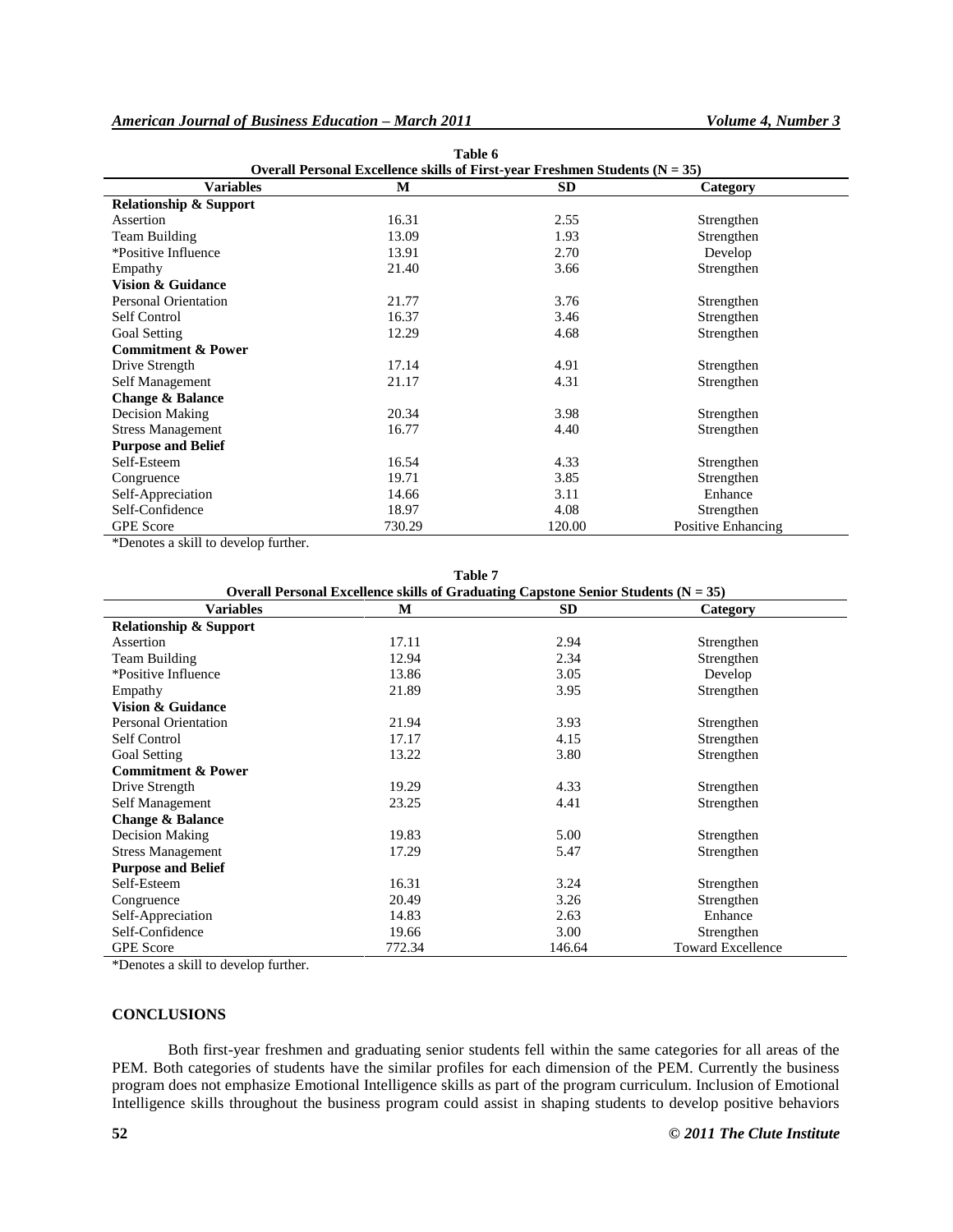**Table 6**
**Overall Personal Excellence skills of First-year Freshmen Students (N = 35)**

| Variables | M | SD | Category |
|---|---|---|---|
| **Relationship & Support** | | | |
| Assertion | 16.31 | 2.55 | Strengthen |
| Team Building | 13.09 | 1.93 | Strengthen |
| *Positive Influence | 13.91 | 2.70 | Develop |
| Empathy | 21.40 | 3.66 | Strengthen |
| **Vision & Guidance** | | | |
| Personal Orientation | 21.77 | 3.76 | Strengthen |
| Self Control | 16.37 | 3.46 | Strengthen |
| Goal Setting | 12.29 | 4.68 | Strengthen |
| **Commitment & Power** | | | |
| Drive Strength | 17.14 | 4.91 | Strengthen |
| Self Management | 21.17 | 4.31 | Strengthen |
| **Change & Balance** | | | |
| Decision Making | 20.34 | 3.98 | Strengthen |
| Stress Management | 16.77 | 4.40 | Strengthen |
| **Purpose and Belief** | | | |
| Self-Esteem | 16.54 | 4.33 | Strengthen |
| Congruence | 19.71 | 3.85 | Strengthen |
| Self-Appreciation | 14.66 | 3.11 | Enhance |
| Self-Confidence | 18.97 | 4.08 | Strengthen |
| GPE Score | 730.29 | 120.00 | Positive Enhancing |

*Denotes a skill to develop further.

**Table 7**
**Overall Personal Excellence skills of Graduating Capstone Senior Students (N = 35)**

| Variables | M | SD | Category |
|---|---|---|---|
| **Relationship & Support** | | | |
| Assertion | 17.11 | 2.94 | Strengthen |
| Team Building | 12.94 | 2.34 | Strengthen |
| *Positive Influence | 13.86 | 3.05 | Develop |
| Empathy | 21.89 | 3.95 | Strengthen |
| **Vision & Guidance** | | | |
| Personal Orientation | 21.94 | 3.93 | Strengthen |
| Self Control | 17.17 | 4.15 | Strengthen |
| Goal Setting | 13.22 | 3.80 | Strengthen |
| **Commitment & Power** | | | |
| Drive Strength | 19.29 | 4.33 | Strengthen |
| Self Management | 23.25 | 4.41 | Strengthen |
| **Change & Balance** | | | |
| Decision Making | 19.83 | 5.00 | Strengthen |
| Stress Management | 17.29 | 5.47 | Strengthen |
| **Purpose and Belief** | | | |
| Self-Esteem | 16.31 | 3.24 | Strengthen |
| Congruence | 20.49 | 3.26 | Strengthen |
| Self-Appreciation | 14.83 | 2.63 | Enhance |
| Self-Confidence | 19.66 | 3.00 | Strengthen |
| GPE Score | 772.34 | 146.64 | Toward Excellence |

*Denotes a skill to develop further.

## CONCLUSIONS

Both first-year freshmen and graduating senior students fell within the same categories for all areas of the PEM. Both categories of students have the similar profiles for each dimension of the PEM. Currently the business program does not emphasize Emotional Intelligence skills as part of the program curriculum. Inclusion of Emotional Intelligence skills throughout the business program could assist in shaping students to develop positive behaviors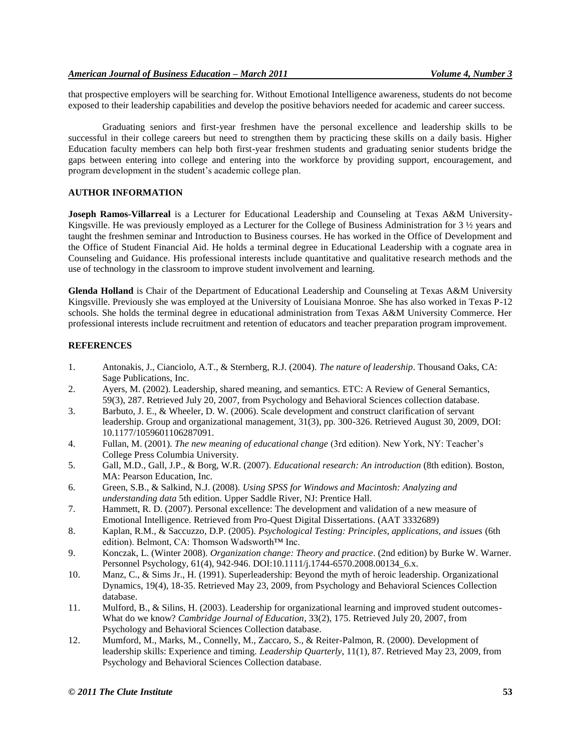that prospective employers will be searching for. Without Emotional Intelligence awareness, students do not become exposed to their leadership capabilities and develop the positive behaviors needed for academic and career success.

Graduating seniors and first-year freshmen have the personal excellence and leadership skills to be successful in their college careers but need to strengthen them by practicing these skills on a daily basis. Higher Education faculty members can help both first-year freshmen students and graduating senior students bridge the gaps between entering into college and entering into the workforce by providing support, encouragement, and program development in the student's academic college plan.

## AUTHOR INFORMATION

**Joseph Ramos-Villarreal** is a Lecturer for Educational Leadership and Counseling at Texas A&M University-Kingsville. He was previously employed as a Lecturer for the College of Business Administration for 3 ½ years and taught the freshmen seminar and Introduction to Business courses. He has worked in the Office of Development and the Office of Student Financial Aid. He holds a terminal degree in Educational Leadership with a cognate area in Counseling and Guidance. His professional interests include quantitative and qualitative research methods and the use of technology in the classroom to improve student involvement and learning.

**Glenda Holland** is Chair of the Department of Educational Leadership and Counseling at Texas A&M University Kingsville. Previously she was employed at the University of Louisiana Monroe. She has also worked in Texas P-12 schools. She holds the terminal degree in educational administration from Texas A&M University Commerce. Her professional interests include recruitment and retention of educators and teacher preparation program improvement.

## REFERENCES

1. Antonakis, J., Cianciolo, A.T., & Sternberg, R.J. (2004). *The nature of leadership*. Thousand Oaks, CA: Sage Publications, Inc.
2. Ayers, M. (2002). Leadership, shared meaning, and semantics. ETC: A Review of General Semantics, 59(3), 287. Retrieved July 20, 2007, from Psychology and Behavioral Sciences collection database.
3. Barbuto, J. E., & Wheeler, D. W. (2006). Scale development and construct clarification of servant leadership. Group and organizational management, 31(3), pp. 300-326. Retrieved August 30, 2009, DOI: 10.1177/1059601106287091.
4. Fullan, M. (2001). *The new meaning of educational change* (3rd edition). New York, NY: Teacher's College Press Columbia University.
5. Gall, M.D., Gall, J.P., & Borg, W.R. (2007). *Educational research: An introduction* (8th edition). Boston, MA: Pearson Education, Inc.
6. Green, S.B., & Salkind, N.J. (2008). *Using SPSS for Windows and Macintosh: Analyzing and understanding data* 5th edition. Upper Saddle River, NJ: Prentice Hall.
7. Hammett, R. D. (2007). Personal excellence: The development and validation of a new measure of Emotional Intelligence. Retrieved from Pro-Quest Digital Dissertations. (AAT 3332689)
8. Kaplan, R.M., & Saccuzzo, D.P. (2005). *Psychological Testing: Principles, applications, and issues* (6th edition). Belmont, CA: Thomson Wadsworth™ Inc.
9. Konczak, L. (Winter 2008). *Organization change: Theory and practice*. (2nd edition) by Burke W. Warner. Personnel Psychology, 61(4), 942-946. DOI:10.1111/j.1744-6570.2008.00134_6.x.
10. Manz, C., & Sims Jr., H. (1991). Superleadership: Beyond the myth of heroic leadership. Organizational Dynamics, 19(4), 18-35. Retrieved May 23, 2009, from Psychology and Behavioral Sciences Collection database.
11. Mulford, B., & Silins, H. (2003). Leadership for organizational learning and improved student outcomes-What do we know? *Cambridge Journal of Education*, 33(2), 175. Retrieved July 20, 2007, from Psychology and Behavioral Sciences Collection database.
12. Mumford, M., Marks, M., Connelly, M., Zaccaro, S., & Reiter-Palmon, R. (2000). Development of leadership skills: Experience and timing. *Leadership Quarterly*, 11(1), 87. Retrieved May 23, 2009, from Psychology and Behavioral Sciences Collection database.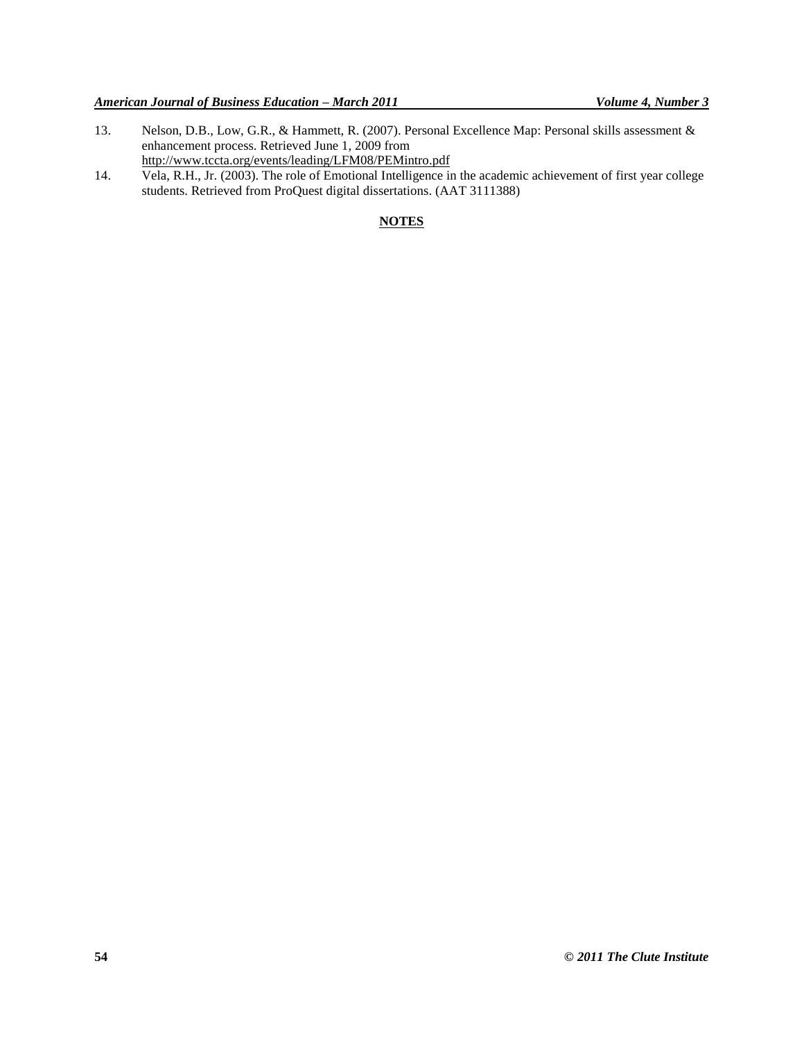13. Nelson, D.B., Low, G.R., & Hammett, R. (2007). Personal Excellence Map: Personal skills assessment & enhancement process. Retrieved June 1, 2009 from http://www.tccta.org/events/leading/LFM08/PEMintro.pdf
14. Vela, R.H., Jr. (2003). The role of Emotional Intelligence in the academic achievement of first year college students. Retrieved from ProQuest digital dissertations. (AAT 3111388)

## NOTES